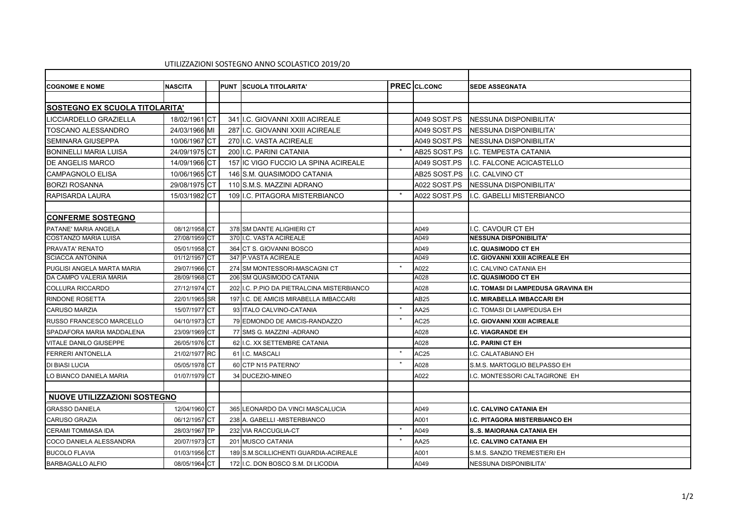UTILIZZAZIONI SOSTEGNO ANNO SCOLASTICO 2019/20

| COGNOME E NOME | NASCITA | | PUNT | SCUOLA TITOLARITA' | PREC | CL.CONC | SEDE ASSEGNATA |
|---|---|---|---|---|---|---|---|
| **SOSTEGNO EX SCUOLA TITOLARITA'** | | | | | | | |
| LICCIARDELLO GRAZIELLA | 18/02/1961 | CT | 341 | I.C. GIOVANNI XXIII ACIREALE | | A049 SOST.PS | NESSUNA DISPONIBILITA' |
| TOSCANO ALESSANDRO | 24/03/1966 | MI | 287 | I.C. GIOVANNI XXIII ACIREALE | | A049 SOST.PS | NESSUNA DISPONIBILITA' |
| SEMINARA GIUSEPPA | 10/06/1967 | CT | 270 | I.C. VASTA ACIREALE | | A049 SOST.PS | NESSUNA DISPONIBILITA' |
| BONINELLI MARIA LUISA | 24/09/1975 | CT | 200 | I.C. PARINI CATANIA | * | AB25 SOST.PS | I.C. TEMPESTA CATANIA |
| DE ANGELIS MARCO | 14/09/1966 | CT | 157 | IC VIGO FUCCIO LA SPINA ACIREALE | | A049 SOST.PS | I.C. FALCONE ACICASTELLO |
| CAMPAGNOLO ELISA | 10/06/1965 | CT | 146 | S.M. QUASIMODO CATANIA | | AB25 SOST.PS | I.C. CALVINO CT |
| BORZI ROSANNA | 29/08/1975 | CT | 110 | S.M.S. MAZZINI ADRANO | | A022 SOST.PS | NESSUNA DISPONIBILITA' |
| RAPISARDA LAURA | 15/03/1982 | CT | 109 | I.C. PITAGORA MISTERBIANCO | * | A022 SOST.PS | I.C. GABELLI MISTERBIANCO |
| **CONFERME SOSTEGNO** | | | | | | | |
| PATANE' MARIA ANGELA | 08/12/1958 | CT | 378 | SM DANTE ALIGHIERI CT | | A049 | I.C. CAVOUR CT EH |
| COSTANZO MARIA LUISA | 27/08/1959 | CT | 370 | I.C. VASTA ACIREALE | | A049 | **NESSUNA DISPONIBILITA'** |
| PRAVATA' RENATO | 05/01/1958 | CT | 364 | CT S. GIOVANNI BOSCO | | A049 | **I.C. QUASIMODO CT EH** |
| SCIACCA ANTONINA | 01/12/1957 | CT | 347 | P.VASTA ACIREALE | | A049 | **I.C. GIOVANNI XXIII ACIREALE EH** |
| PUGLISI ANGELA MARTA MARIA | 29/07/1966 | CT | 274 | SM MONTESSORI-MASCAGNI CT | * | A022 | I.C. CALVINO CATANIA EH |
| DA CAMPO VALERIA MARIA | 28/09/1968 | CT | 206 | SM QUASIMODO CATANIA | | A028 | **I.C. QUASIMODO CT EH** |
| COLLURA RICCARDO | 27/12/1974 | CT | 202 | I.C. P.PIO DA PIETRALCINA MISTERBIANCO | | A028 | **I.C. TOMASI DI LAMPEDUSA GRAVINA EH** |
| RINDONE ROSETTA | 22/01/1965 | SR | 197 | I.C. DE AMICIS MIRABELLA IMBACCARI | | AB25 | **I.C. MIRABELLA IMBACCARI EH** |
| CARUSO MARZIA | 15/07/1977 | CT | 93 | ITALO CALVINO-CATANIA | * | AA25 | I.C. TOMASI DI LAMPEDUSA EH |
| RUSSO FRANCESCO MARCELLO | 04/10/1973 | CT | 79 | EDMONDO DE AMICIS-RANDAZZO | * | AC25 | **I.C. GIOVANNI XXIII ACIREALE** |
| SPADAFORA MARIA MADDALENA | 23/09/1969 | CT | 77 | SMS G. MAZZINI -ADRANO | | A028 | **I.C. VIAGRANDE EH** |
| VITALE DANILO GIUSEPPE | 26/05/1976 | CT | 62 | I.C. XX SETTEMBRE CATANIA | | A028 | **I.C. PARINI CT EH** |
| FERRERI ANTONELLA | 21/02/1977 | RC | 61 | I.C. MASCALI | * | AC25 | I.C. CALATABIANO EH |
| DI BIASI LUCIA | 05/05/1978 | CT | 60 | CTP N15 PATERNO' | * | A028 | S.M.S. MARTOGLIO BELPASSO EH |
| LO BIANCO DANIELA MARIA | 01/07/1979 | CT | 34 | DUCEZIO-MINEO | | A022 | I.C. MONTESSORI CALTAGIRONE EH |
| **NUOVE UTILIZZAZIONI SOSTEGNO** | | | | | | | |
| GRASSO DANIELA | 12/04/1960 | CT | 365 | LEONARDO DA VINCI MASCALUCIA | | A049 | **I.C. CALVINO CATANIA EH** |
| CARUSO GRAZIA | 06/12/1957 | CT | 238 | A. GABELLI -MISTERBIANCO | | A001 | **I.C. PITAGORA MISTERBIANCO EH** |
| CERAMI TOMMASA IDA | 28/03/1967 | TP | 232 | VIA RACCUGLIA-CT | * | A049 | **S..S. MAIORANA CATANIA EH** |
| COCO DANIELA ALESSANDRA | 20/07/1973 | CT | 201 | MUSCO CATANIA | * | AA25 | **I.C. CALVINO CATANIA EH** |
| BUCOLO FLAVIA | 01/03/1956 | CT | 189 | S.M.SCILLICHENTI GUARDIA-ACIREALE | | A001 | S.M.S. SANZIO TREMESTIERI EH |
| BARBAGALLO ALFIO | 08/05/1964 | CT | 172 | I.C. DON BOSCO S.M. DI LICODIA | | A049 | NESSUNA DISPONIBILITA' |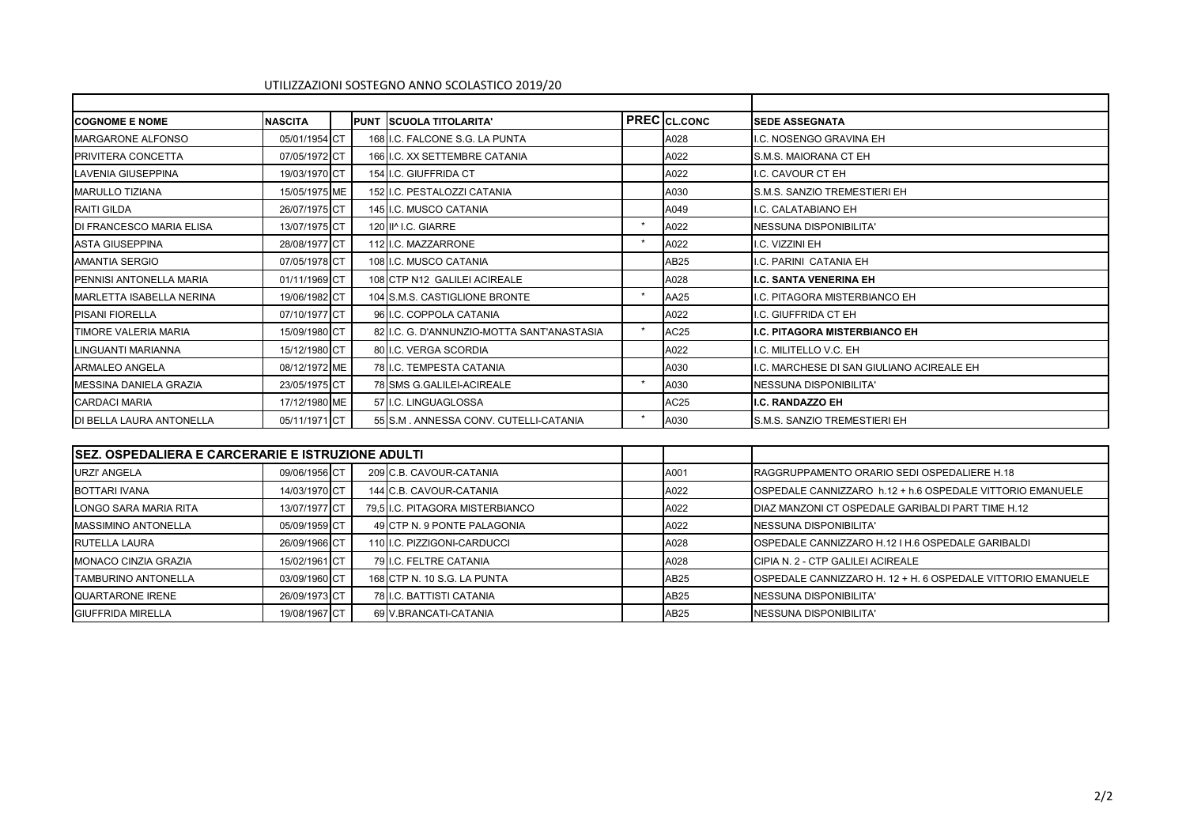UTILIZZAZIONI SOSTEGNO ANNO SCOLASTICO 2019/20

| COGNOME E NOME | NASCITA | | PUNT | SCUOLA TITOLARITA' | PREC | CL.CONC | SEDE ASSEGNATA |
|---|---|---|---|---|---|---|---|
| MARGARONE ALFONSO | 05/01/1954 | CT | 168 | I.C. FALCONE S.G. LA PUNTA | | A028 | I.C. NOSENGO GRAVINA EH |
| PRIVITERA CONCETTA | 07/05/1972 | CT | 166 | I.C. XX SETTEMBRE CATANIA | | A022 | S.M.S. MAIORANA CT EH |
| LAVENIA GIUSEPPINA | 19/03/1970 | CT | 154 | I.C. GIUFFRIDA CT | | A022 | I.C. CAVOUR CT EH |
| MARULLO TIZIANA | 15/05/1975 | ME | 152 | I.C. PESTALOZZI CATANIA | | A030 | S.M.S. SANZIO TREMESTIERI EH |
| RAITI GILDA | 26/07/1975 | CT | 145 | I.C. MUSCO CATANIA | | A049 | I.C. CALATABIANO EH |
| DI FRANCESCO MARIA ELISA | 13/07/1975 | CT | 120 | II^ I.C. GIARRE | * | A022 | NESSUNA DISPONIBILITA' |
| ASTA GIUSEPPINA | 28/08/1977 | CT | 112 | I.C. MAZZARRONE | * | A022 | I.C. VIZZINI EH |
| AMANTIA SERGIO | 07/05/1978 | CT | 108 | I.C. MUSCO CATANIA | | AB25 | I.C. PARINI CATANIA EH |
| PENNISI ANTONELLA MARIA | 01/11/1969 | CT | 108 | CTP N12 GALILEI ACIREALE | | A028 | **I.C. SANTA VENERINA EH** |
| MARLETTA ISABELLA NERINA | 19/06/1982 | CT | 104 | S.M.S. CASTIGLIONE BRONTE | * | AA25 | I.C. PITAGORA MISTERBIANCO EH |
| PISANI FIORELLA | 07/10/1977 | CT | 96 | I.C. COPPOLA CATANIA | | A022 | I.C. GIUFFRIDA CT EH |
| TIMORE VALERIA MARIA | 15/09/1980 | CT | 82 | I.C. G. D'ANNUNZIO-MOTTA SANT'ANASTASIA | * | AC25 | **I.C. PITAGORA MISTERBIANCO EH** |
| LINGUANTI MARIANNA | 15/12/1980 | CT | 80 | I.C. VERGA SCORDIA | | A022 | I.C. MILITELLO V.C. EH |
| ARMALEO ANGELA | 08/12/1972 | ME | 78 | I.C. TEMPESTA CATANIA | | A030 | I.C. MARCHESE DI SAN GIULIANO ACIREALE EH |
| MESSINA DANIELA GRAZIA | 23/05/1975 | CT | 78 | SMS G.GALILEI-ACIREALE | * | A030 | NESSUNA DISPONIBILITA' |
| CARDACI MARIA | 17/12/1980 | ME | 57 | I.C. LINGUAGLOSSA | | AC25 | **I.C. RANDAZZO EH** |
| DI BELLA LAURA ANTONELLA | 05/11/1971 | CT | 55 | S.M . ANNESSA CONV. CUTELLI-CATANIA | * | A030 | S.M.S. SANZIO TREMESTIERI EH |

| SEZ. OSPEDALIERA E CARCERARIE E ISTRUZIONE ADULTI | | | | | | | |
|---|---|---|---|---|---|---|---|
| URZI' ANGELA | 09/06/1956 | CT | 209 | C.B. CAVOUR-CATANIA | | A001 | RAGGRUPPAMENTO ORARIO SEDI OSPEDALIERE H.18 |
| BOTTARI IVANA | 14/03/1970 | CT | 144 | C.B. CAVOUR-CATANIA | | A022 | OSPEDALE CANNIZZARO h.12 + h.6 OSPEDALE VITTORIO EMANUELE |
| LONGO SARA MARIA RITA | 13/07/1977 | CT | 79,5 | I.C. PITAGORA MISTERBIANCO | | A022 | DIAZ MANZONI CT OSPEDALE GARIBALDI PART TIME H.12 |
| MASSIMINO ANTONELLA | 05/09/1959 | CT | 49 | CTP N. 9 PONTE PALAGONIA | | A022 | NESSUNA DISPONIBILITA' |
| RUTELLA LAURA | 26/09/1966 | CT | 110 | I.C. PIZZIGONI-CARDUCCI | | A028 | OSPEDALE CANNIZZARO H.12 I H.6 OSPEDALE GARIBALDI |
| MONACO CINZIA GRAZIA | 15/02/1961 | CT | 79 | I.C. FELTRE CATANIA | | A028 | CIPIA N. 2 - CTP GALILEI ACIREALE |
| TAMBURINO ANTONELLA | 03/09/1960 | CT | 168 | CTP N. 10 S.G. LA PUNTA | | AB25 | OSPEDALE CANNIZZARO H. 12 + H. 6 OSPEDALE VITTORIO EMANUELE |
| QUARTARONE IRENE | 26/09/1973 | CT | 78 | I.C. BATTISTI CATANIA | | AB25 | NESSUNA DISPONIBILITA' |
| GIUFFRIDA MIRELLA | 19/08/1967 | CT | 69 | V.BRANCATI-CATANIA | | AB25 | NESSUNA DISPONIBILITA' |